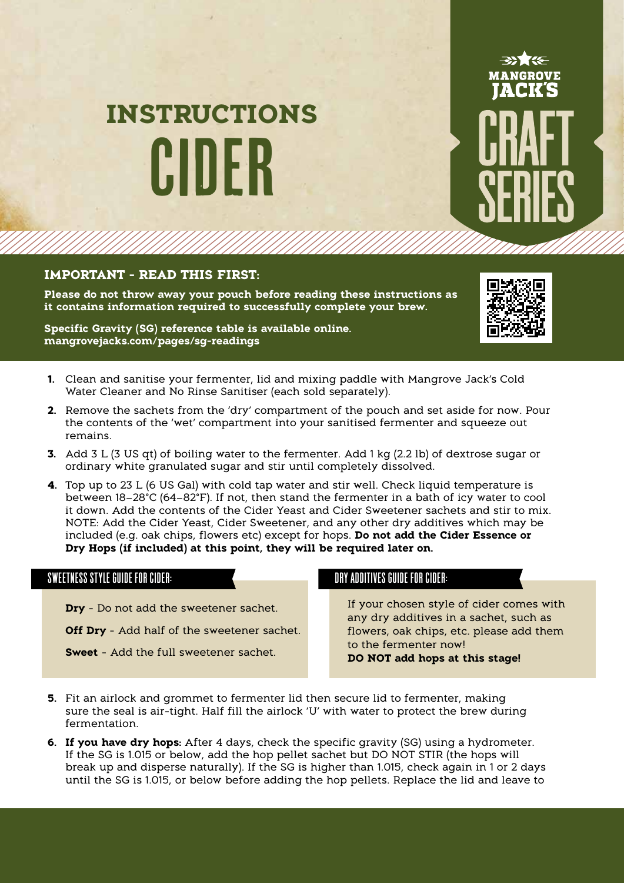# INSTRUCTIONS
# CIDER

MANGROVE JACK'S
CRAFT SERIES

## IMPORTANT - READ THIS FIRST:

**Please do not throw away your pouch before reading these instructions as it contains information required to successfully complete your brew.**

**Specific Gravity (SG) reference table is available online. mangrovejacks.com/pages/sg-readings**

1. Clean and sanitise your fermenter, lid and mixing paddle with Mangrove Jack's Cold Water Cleaner and No Rinse Sanitiser (each sold separately).
2. Remove the sachets from the 'dry' compartment of the pouch and set aside for now. Pour the contents of the 'wet' compartment into your sanitised fermenter and squeeze out remains.
3. Add 3 L (3 US qt) of boiling water to the fermenter. Add 1 kg (2.2 lb) of dextrose sugar or ordinary white granulated sugar and stir until completely dissolved.
4. Top up to 23 L (6 US Gal) with cold tap water and stir well. Check liquid temperature is between 18–28°C (64–82°F). If not, then stand the fermenter in a bath of icy water to cool it down. Add the contents of the Cider Yeast and Cider Sweetener sachets and stir to mix. NOTE: Add the Cider Yeast, Cider Sweetener, and any other dry additives which may be included (e.g. oak chips, flowers etc) except for hops. **Do not add the Cider Essence or Dry Hops (if included) at this point, they will be required later on.**

### SWEETNESS STYLE GUIDE FOR CIDER:

**Dry** - Do not add the sweetener sachet.

**Off Dry** - Add half of the sweetener sachet.

**Sweet** - Add the full sweetener sachet.

### DRY ADDITIVES GUIDE FOR CIDER:

If your chosen style of cider comes with any dry additives in a sachet, such as flowers, oak chips, etc. please add them to the fermenter now!
**DO NOT add hops at this stage!**

5. Fit an airlock and grommet to fermenter lid then secure lid to fermenter, making sure the seal is air-tight. Half fill the airlock 'U' with water to protect the brew during fermentation.
6. **If you have dry hops:** After 4 days, check the specific gravity (SG) using a hydrometer. If the SG is 1.015 or below, add the hop pellet sachet but DO NOT STIR (the hops will break up and disperse naturally). If the SG is higher than 1.015, check again in 1 or 2 days until the SG is 1.015, or below before adding the hop pellets. Replace the lid and leave to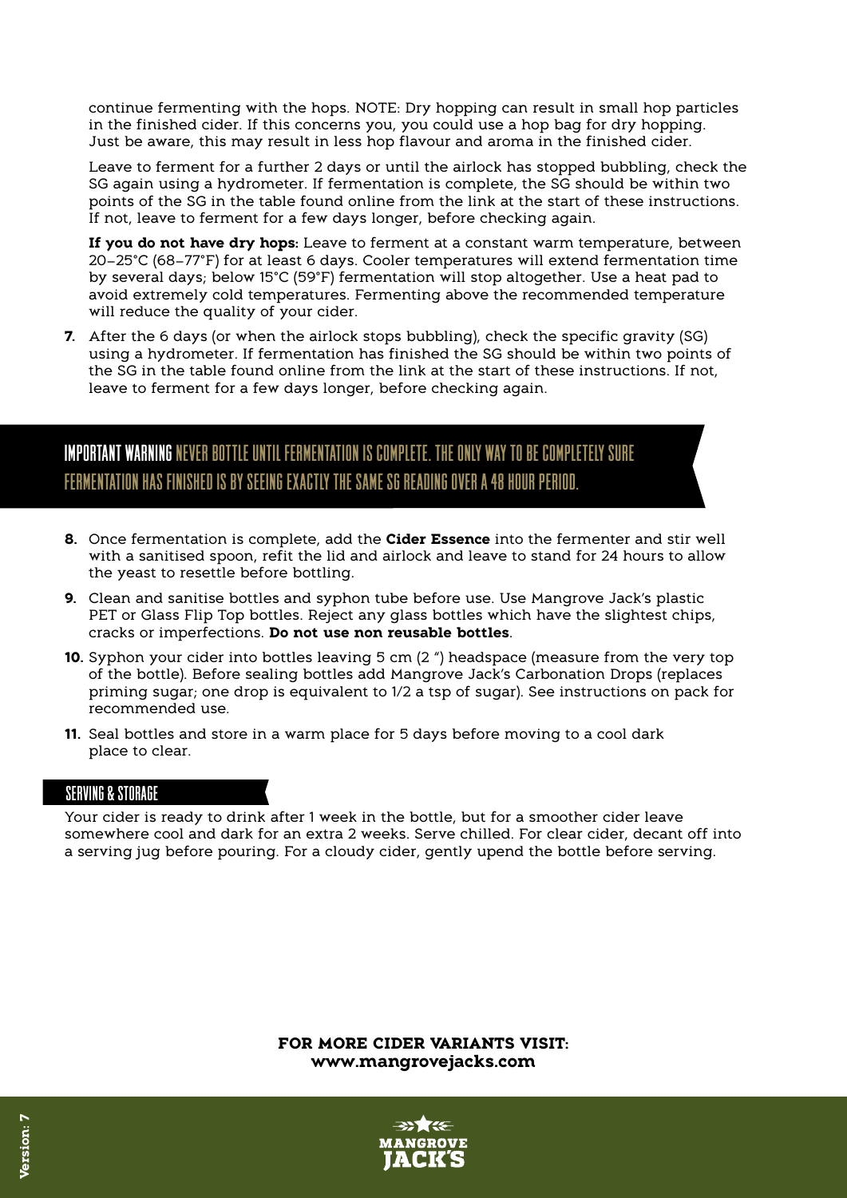continue fermenting with the hops. NOTE: Dry hopping can result in small hop particles in the finished cider. If this concerns you, you could use a hop bag for dry hopping. Just be aware, this may result in less hop flavour and aroma in the finished cider.

Leave to ferment for a further 2 days or until the airlock has stopped bubbling, check the SG again using a hydrometer. If fermentation is complete, the SG should be within two points of the SG in the table found online from the link at the start of these instructions. If not, leave to ferment for a few days longer, before checking again.

**If you do not have dry hops:** Leave to ferment at a constant warm temperature, between 20–25°C (68–77°F) for at least 6 days. Cooler temperatures will extend fermentation time by several days; below 15°C (59°F) fermentation will stop altogether. Use a heat pad to avoid extremely cold temperatures. Fermenting above the recommended temperature will reduce the quality of your cider.

7. After the 6 days (or when the airlock stops bubbling), check the specific gravity (SG) using a hydrometer. If fermentation has finished the SG should be within two points of the SG in the table found online from the link at the start of these instructions. If not, leave to ferment for a few days longer, before checking again.

**IMPORTANT WARNING** NEVER BOTTLE UNTIL FERMENTATION IS COMPLETE. THE ONLY WAY TO BE COMPLETELY SURE FERMENTATION HAS FINISHED IS BY SEEING EXACTLY THE SAME SG READING OVER A 48 HOUR PERIOD.

8. Once fermentation is complete, add the **Cider Essence** into the fermenter and stir well with a sanitised spoon, refit the lid and airlock and leave to stand for 24 hours to allow the yeast to resettle before bottling.
9. Clean and sanitise bottles and syphon tube before use. Use Mangrove Jack's plastic PET or Glass Flip Top bottles. Reject any glass bottles which have the slightest chips, cracks or imperfections. **Do not use non reusable bottles**.
10. Syphon your cider into bottles leaving 5 cm (2 ") headspace (measure from the very top of the bottle). Before sealing bottles add Mangrove Jack's Carbonation Drops (replaces priming sugar; one drop is equivalent to 1/2 a tsp of sugar). See instructions on pack for recommended use.
11. Seal bottles and store in a warm place for 5 days before moving to a cool dark place to clear.

## SERVING & STORAGE

Your cider is ready to drink after 1 week in the bottle, but for a smoother cider leave somewhere cool and dark for an extra 2 weeks. Serve chilled. For clear cider, decant off into a serving jug before pouring. For a cloudy cider, gently upend the bottle before serving.

**FOR MORE CIDER VARIANTS VISIT:**
**www.mangrovejacks.com**

Version: 7

MANGROVE JACK'S